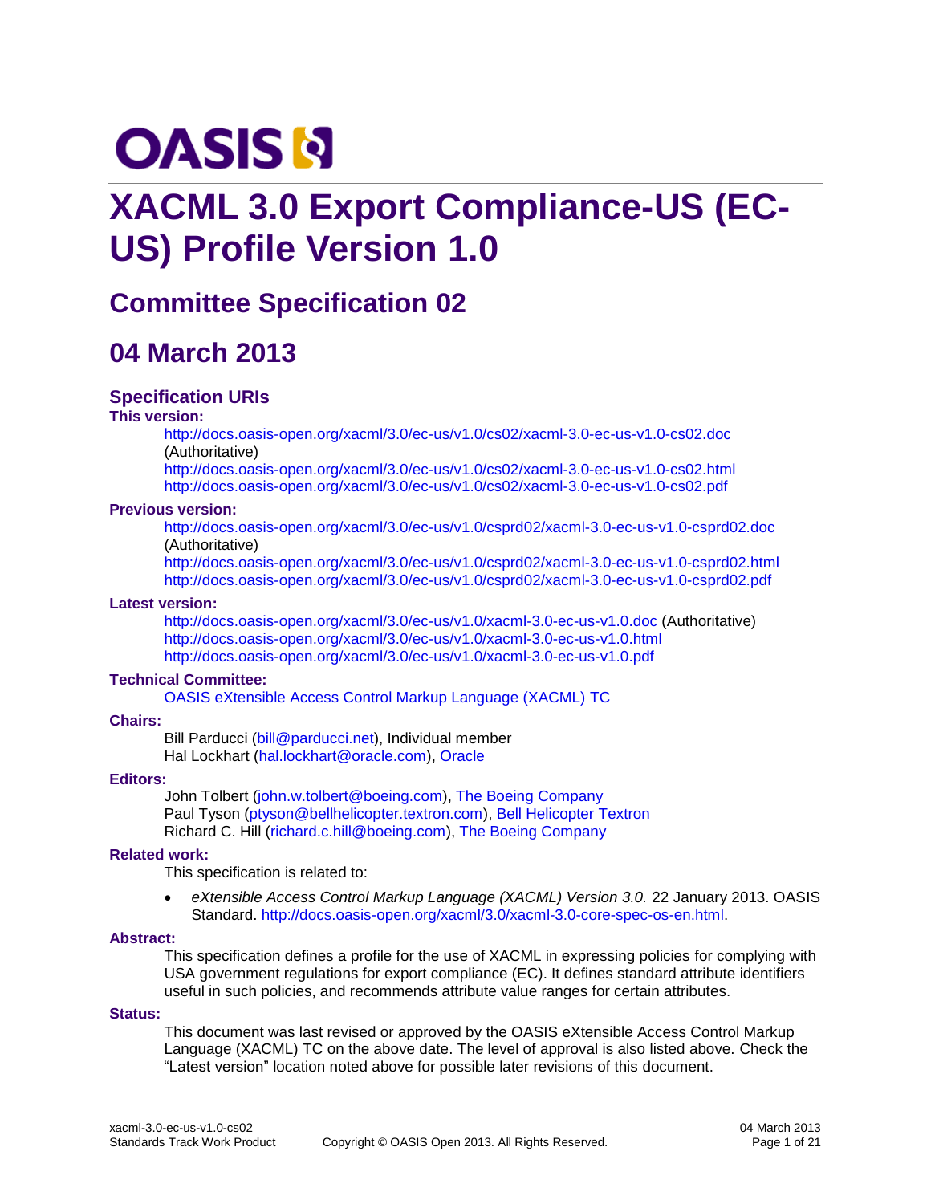OASIS

# XACML 3.0 Export Compliance-US (EC-US) Profile Version 1.0

## Committee Specification 02

## 04 March 2013

### Specification URIs

**This version:**

http://docs.oasis-open.org/xacml/3.0/ec-us/v1.0/cs02/xacml-3.0-ec-us-v1.0-cs02.doc (Authoritative)
http://docs.oasis-open.org/xacml/3.0/ec-us/v1.0/cs02/xacml-3.0-ec-us-v1.0-cs02.html
http://docs.oasis-open.org/xacml/3.0/ec-us/v1.0/cs02/xacml-3.0-ec-us-v1.0-cs02.pdf

**Previous version:**

http://docs.oasis-open.org/xacml/3.0/ec-us/v1.0/csprd02/xacml-3.0-ec-us-v1.0-csprd02.doc (Authoritative)
http://docs.oasis-open.org/xacml/3.0/ec-us/v1.0/csprd02/xacml-3.0-ec-us-v1.0-csprd02.html
http://docs.oasis-open.org/xacml/3.0/ec-us/v1.0/csprd02/xacml-3.0-ec-us-v1.0-csprd02.pdf

**Latest version:**

http://docs.oasis-open.org/xacml/3.0/ec-us/v1.0/xacml-3.0-ec-us-v1.0.doc (Authoritative)
http://docs.oasis-open.org/xacml/3.0/ec-us/v1.0/xacml-3.0-ec-us-v1.0.html
http://docs.oasis-open.org/xacml/3.0/ec-us/v1.0/xacml-3.0-ec-us-v1.0.pdf

**Technical Committee:**

OASIS eXtensible Access Control Markup Language (XACML) TC

**Chairs:**

Bill Parducci (bill@parducci.net), Individual member
Hal Lockhart (hal.lockhart@oracle.com), Oracle

**Editors:**

John Tolbert (john.w.tolbert@boeing.com), The Boeing Company
Paul Tyson (ptyson@bellhelicopter.textron.com), Bell Helicopter Textron
Richard C. Hill (richard.c.hill@boeing.com), The Boeing Company

**Related work:**

This specification is related to:

- *eXtensible Access Control Markup Language (XACML) Version 3.0.* 22 January 2013. OASIS Standard. http://docs.oasis-open.org/xacml/3.0/xacml-3.0-core-spec-os-en.html.

**Abstract:**

This specification defines a profile for the use of XACML in expressing policies for complying with USA government regulations for export compliance (EC). It defines standard attribute identifiers useful in such policies, and recommends attribute value ranges for certain attributes.

**Status:**

This document was last revised or approved by the OASIS eXtensible Access Control Markup Language (XACML) TC on the above date. The level of approval is also listed above. Check the “Latest version” location noted above for possible later revisions of this document.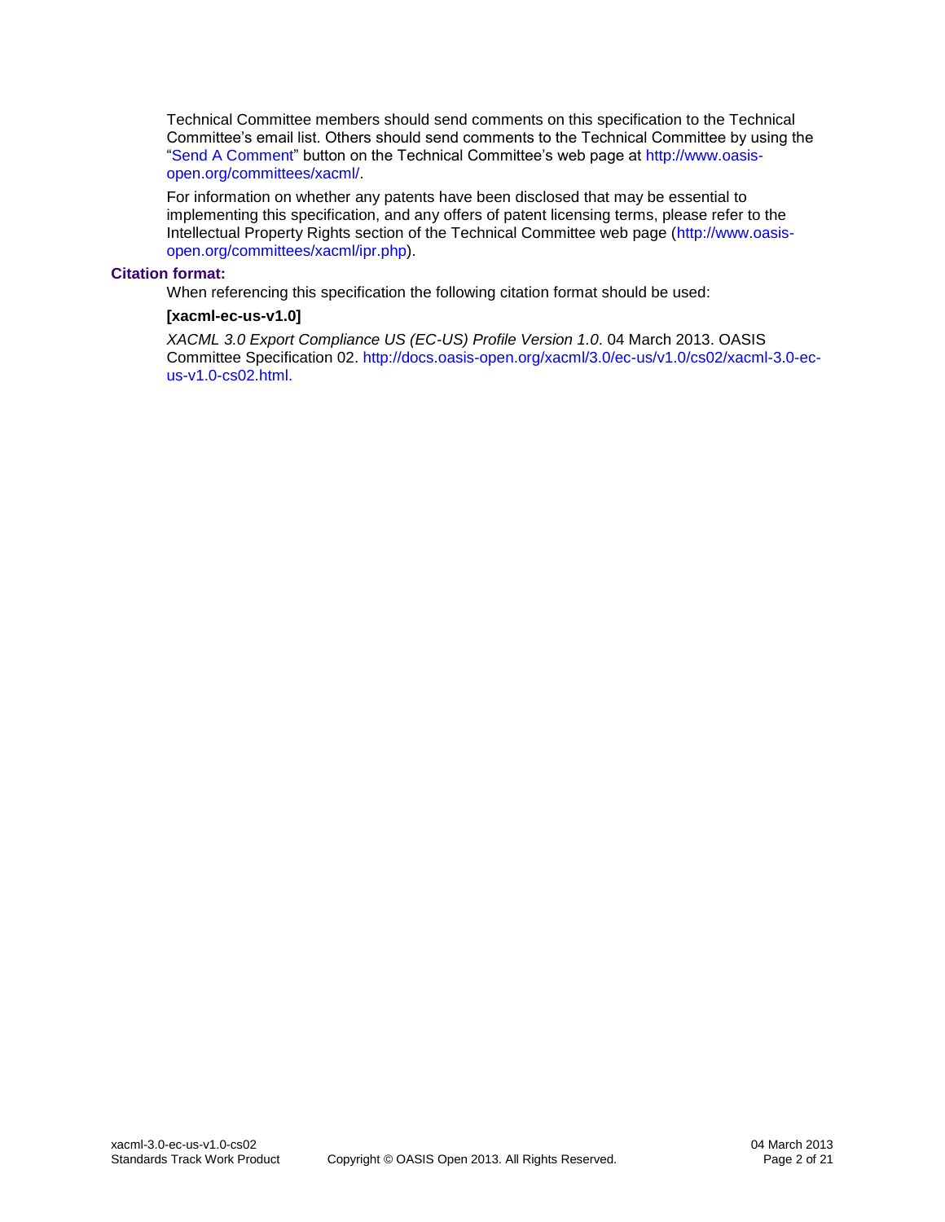Technical Committee members should send comments on this specification to the Technical Committee's email list. Others should send comments to the Technical Committee by using the "Send A Comment" button on the Technical Committee's web page at http://www.oasis-open.org/committees/xacml/.

For information on whether any patents have been disclosed that may be essential to implementing this specification, and any offers of patent licensing terms, please refer to the Intellectual Property Rights section of the Technical Committee web page (http://www.oasis-open.org/committees/xacml/ipr.php).

**Citation format:**

When referencing this specification the following citation format should be used:

**[xacml-ec-us-v1.0]**

*XACML 3.0 Export Compliance US (EC-US) Profile Version 1.0*. 04 March 2013. OASIS Committee Specification 02. http://docs.oasis-open.org/xacml/3.0/ec-us/v1.0/cs02/xacml-3.0-ec-us-v1.0-cs02.html.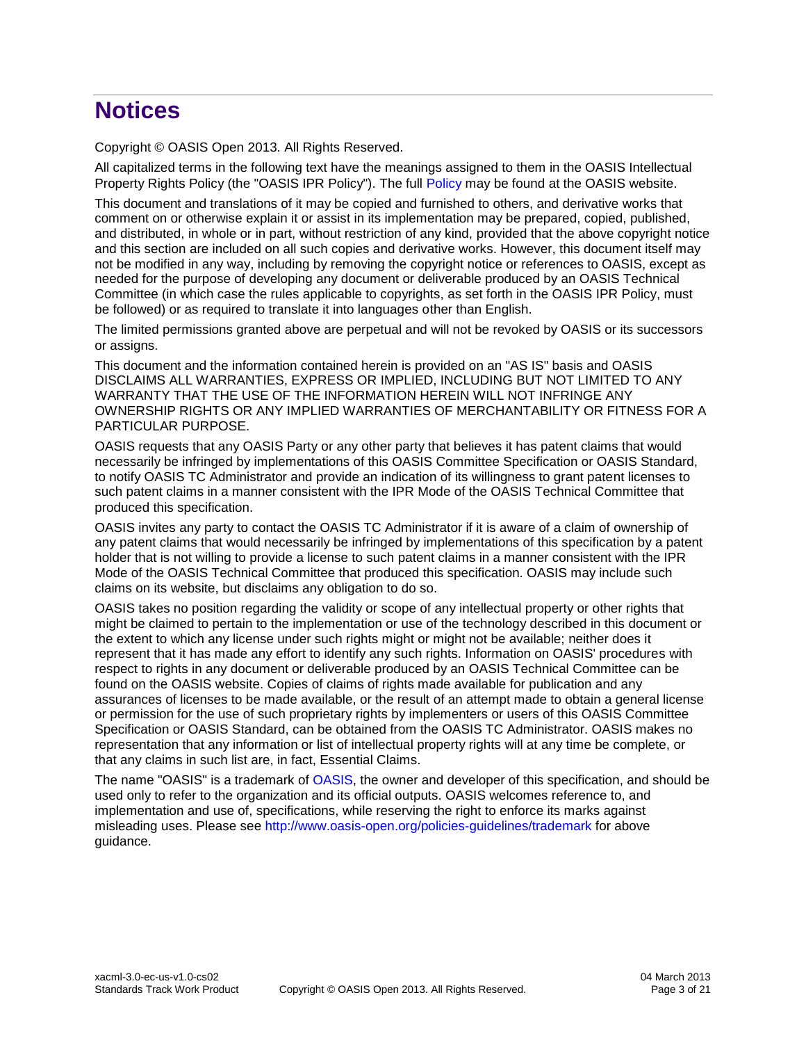# Notices

Copyright © OASIS Open 2013. All Rights Reserved.

All capitalized terms in the following text have the meanings assigned to them in the OASIS Intellectual Property Rights Policy (the "OASIS IPR Policy"). The full Policy may be found at the OASIS website.

This document and translations of it may be copied and furnished to others, and derivative works that comment on or otherwise explain it or assist in its implementation may be prepared, copied, published, and distributed, in whole or in part, without restriction of any kind, provided that the above copyright notice and this section are included on all such copies and derivative works. However, this document itself may not be modified in any way, including by removing the copyright notice or references to OASIS, except as needed for the purpose of developing any document or deliverable produced by an OASIS Technical Committee (in which case the rules applicable to copyrights, as set forth in the OASIS IPR Policy, must be followed) or as required to translate it into languages other than English.

The limited permissions granted above are perpetual and will not be revoked by OASIS or its successors or assigns.

This document and the information contained herein is provided on an "AS IS" basis and OASIS DISCLAIMS ALL WARRANTIES, EXPRESS OR IMPLIED, INCLUDING BUT NOT LIMITED TO ANY WARRANTY THAT THE USE OF THE INFORMATION HEREIN WILL NOT INFRINGE ANY OWNERSHIP RIGHTS OR ANY IMPLIED WARRANTIES OF MERCHANTABILITY OR FITNESS FOR A PARTICULAR PURPOSE.

OASIS requests that any OASIS Party or any other party that believes it has patent claims that would necessarily be infringed by implementations of this OASIS Committee Specification or OASIS Standard, to notify OASIS TC Administrator and provide an indication of its willingness to grant patent licenses to such patent claims in a manner consistent with the IPR Mode of the OASIS Technical Committee that produced this specification.

OASIS invites any party to contact the OASIS TC Administrator if it is aware of a claim of ownership of any patent claims that would necessarily be infringed by implementations of this specification by a patent holder that is not willing to provide a license to such patent claims in a manner consistent with the IPR Mode of the OASIS Technical Committee that produced this specification. OASIS may include such claims on its website, but disclaims any obligation to do so.

OASIS takes no position regarding the validity or scope of any intellectual property or other rights that might be claimed to pertain to the implementation or use of the technology described in this document or the extent to which any license under such rights might or might not be available; neither does it represent that it has made any effort to identify any such rights. Information on OASIS' procedures with respect to rights in any document or deliverable produced by an OASIS Technical Committee can be found on the OASIS website. Copies of claims of rights made available for publication and any assurances of licenses to be made available, or the result of an attempt made to obtain a general license or permission for the use of such proprietary rights by implementers or users of this OASIS Committee Specification or OASIS Standard, can be obtained from the OASIS TC Administrator. OASIS makes no representation that any information or list of intellectual property rights will at any time be complete, or that any claims in such list are, in fact, Essential Claims.

The name "OASIS" is a trademark of OASIS, the owner and developer of this specification, and should be used only to refer to the organization and its official outputs. OASIS welcomes reference to, and implementation and use of, specifications, while reserving the right to enforce its marks against misleading uses. Please see http://www.oasis-open.org/policies-guidelines/trademark for above guidance.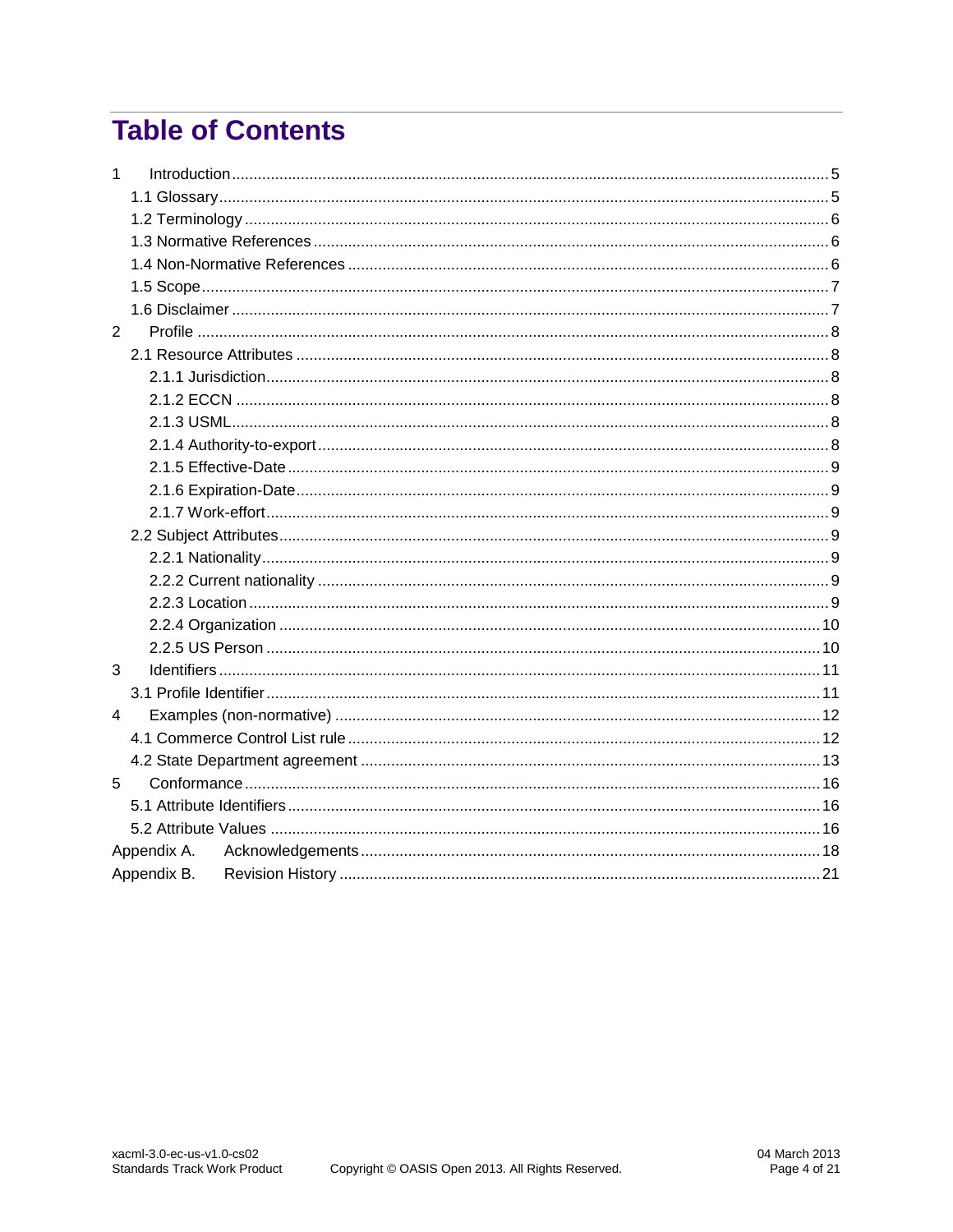# Table of Contents

1 Introduction ........................................................................................................................................ 5
  1.1 Glossary ........................................................................................................................................ 5
  1.2 Terminology .................................................................................................................................. 6
  1.3 Normative References .................................................................................................................. 6
  1.4 Non-Normative References ........................................................................................................... 6
  1.5 Scope ............................................................................................................................................ 7
  1.6 Disclaimer ..................................................................................................................................... 7
2 Profile ................................................................................................................................................ 8
  2.1 Resource Attributes ...................................................................................................................... 8
    2.1.1 Jurisdiction ............................................................................................................................... 8
    2.1.2 ECCN ....................................................................................................................................... 8
    2.1.3 USML ....................................................................................................................................... 8
    2.1.4 Authority-to-export ................................................................................................................... 8
    2.1.5 Effective-Date .......................................................................................................................... 9
    2.1.6 Expiration-Date ........................................................................................................................ 9
    2.1.7 Work-effort ............................................................................................................................... 9
  2.2 Subject Attributes .......................................................................................................................... 9
    2.2.1 Nationality ................................................................................................................................ 9
    2.2.2 Current nationality ................................................................................................................... 9
    2.2.3 Location ................................................................................................................................... 9
    2.2.4 Organization .......................................................................................................................... 10
    2.2.5 US Person ............................................................................................................................. 10
3 Identifiers .......................................................................................................................................... 11
  3.1 Profile Identifier ........................................................................................................................... 11
4 Examples (non-normative) ............................................................................................................... 12
  4.1 Commerce Control List rule ......................................................................................................... 12
  4.2 State Department agreement ...................................................................................................... 13
5 Conformance .................................................................................................................................... 16
  5.1 Attribute Identifiers ...................................................................................................................... 16
  5.2 Attribute Values ........................................................................................................................... 16
Appendix A. Acknowledgements ......................................................................................................... 18
Appendix B. Revision History .............................................................................................................. 21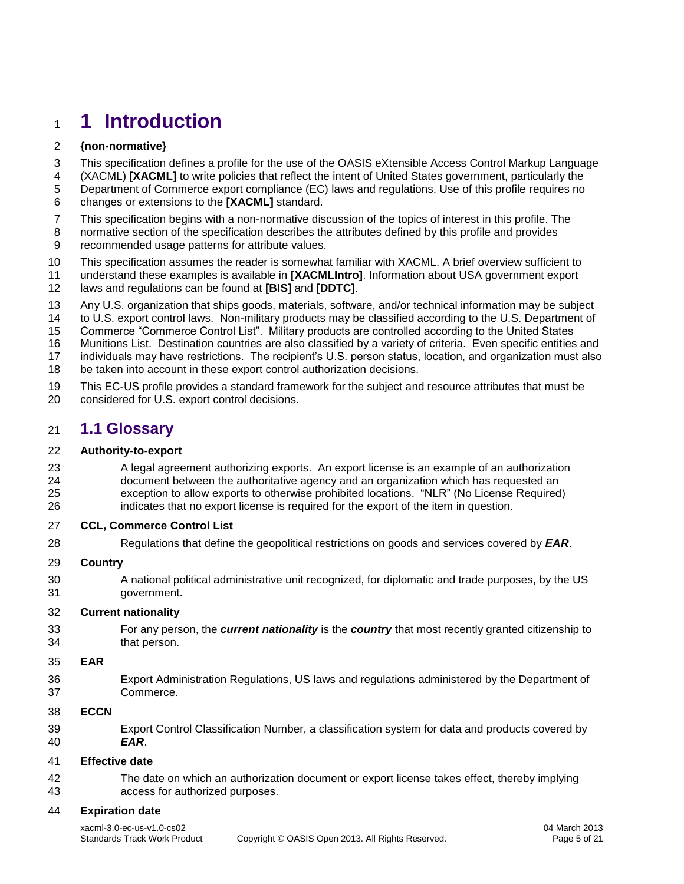# 1 Introduction

**{non-normative}**

This specification defines a profile for the use of the OASIS eXtensible Access Control Markup Language (XACML) **[XACML]** to write policies that reflect the intent of United States government, particularly the Department of Commerce export compliance (EC) laws and regulations. Use of this profile requires no changes or extensions to the **[XACML]** standard.

This specification begins with a non-normative discussion of the topics of interest in this profile. The normative section of the specification describes the attributes defined by this profile and provides recommended usage patterns for attribute values.

This specification assumes the reader is somewhat familiar with XACML. A brief overview sufficient to understand these examples is available in **[XACMLIntro]**. Information about USA government export laws and regulations can be found at **[BIS]** and **[DDTC]**.

Any U.S. organization that ships goods, materials, software, and/or technical information may be subject to U.S. export control laws. Non-military products may be classified according to the U.S. Department of Commerce "Commerce Control List". Military products are controlled according to the United States Munitions List. Destination countries are also classified by a variety of criteria. Even specific entities and individuals may have restrictions. The recipient's U.S. person status, location, and organization must also be taken into account in these export control authorization decisions.

This EC-US profile provides a standard framework for the subject and resource attributes that must be considered for U.S. export control decisions.

## 1.1 Glossary

**Authority-to-export**

A legal agreement authorizing exports. An export license is an example of an authorization document between the authoritative agency and an organization which has requested an exception to allow exports to otherwise prohibited locations. "NLR" (No License Required) indicates that no export license is required for the export of the item in question.

**CCL, Commerce Control List**

Regulations that define the geopolitical restrictions on goods and services covered by ***EAR***.

**Country**

A national political administrative unit recognized, for diplomatic and trade purposes, by the US government.

**Current nationality**

For any person, the ***current nationality*** is the ***country*** that most recently granted citizenship to that person.

**EAR**

Export Administration Regulations, US laws and regulations administered by the Department of Commerce.

**ECCN**

Export Control Classification Number, a classification system for data and products covered by ***EAR***.

**Effective date**

The date on which an authorization document or export license takes effect, thereby implying access for authorized purposes.

**Expiration date**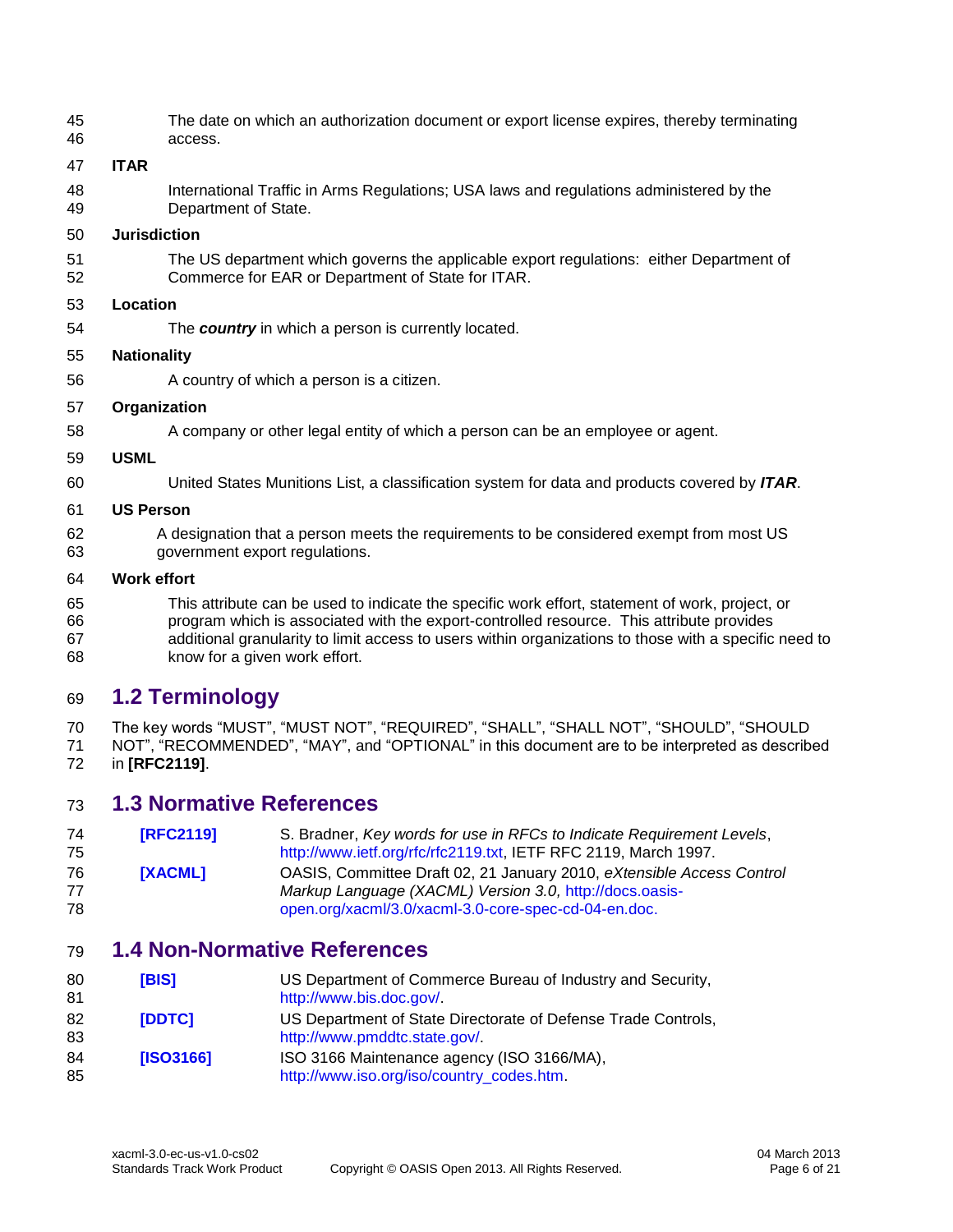The date on which an authorization document or export license expires, thereby terminating access.

**ITAR**

International Traffic in Arms Regulations; USA laws and regulations administered by the Department of State.

**Jurisdiction**

The US department which governs the applicable export regulations: either Department of Commerce for EAR or Department of State for ITAR.

**Location**

The ***country*** in which a person is currently located.

**Nationality**

A country of which a person is a citizen.

**Organization**

A company or other legal entity of which a person can be an employee or agent.

**USML**

United States Munitions List, a classification system for data and products covered by ***ITAR***.

**US Person**

A designation that a person meets the requirements to be considered exempt from most US government export regulations.

**Work effort**

This attribute can be used to indicate the specific work effort, statement of work, project, or program which is associated with the export-controlled resource. This attribute provides additional granularity to limit access to users within organizations to those with a specific need to know for a given work effort.

## 1.2 Terminology

The key words "MUST", "MUST NOT", "REQUIRED", "SHALL", "SHALL NOT", "SHOULD", "SHOULD NOT", "RECOMMENDED", "MAY", and "OPTIONAL" in this document are to be interpreted as described in **[RFC2119]**.

## 1.3 Normative References

**[RFC2119]** S. Bradner, *Key words for use in RFCs to Indicate Requirement Levels*, http://www.ietf.org/rfc/rfc2119.txt, IETF RFC 2119, March 1997.

**[XACML]** OASIS, Committee Draft 02, 21 January 2010, *eXtensible Access Control Markup Language (XACML) Version 3.0,* http://docs.oasis-open.org/xacml/3.0/xacml-3.0-core-spec-cd-04-en.doc.

## 1.4 Non-Normative References

**[BIS]** US Department of Commerce Bureau of Industry and Security, http://www.bis.doc.gov/.

**[DDTC]** US Department of State Directorate of Defense Trade Controls, http://www.pmddtc.state.gov/.

**[ISO3166]** ISO 3166 Maintenance agency (ISO 3166/MA), http://www.iso.org/iso/country_codes.htm.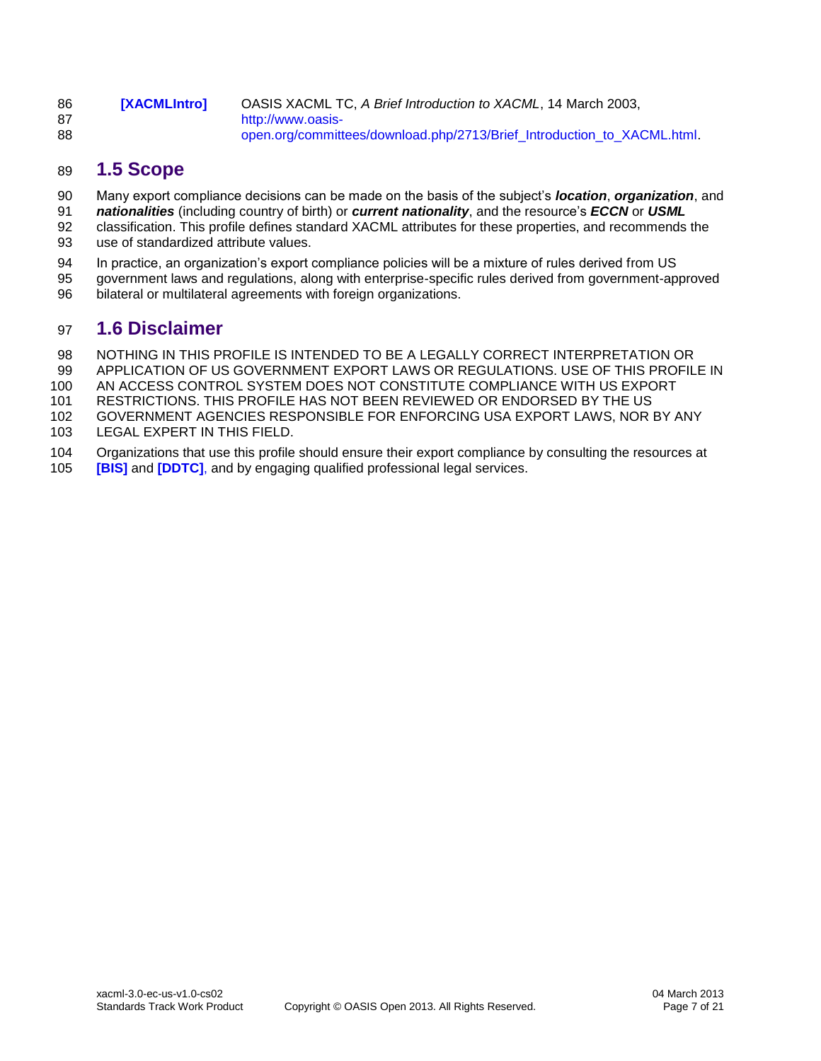**[XACMLIntro]** OASIS XACML TC, *A Brief Introduction to XACML*, 14 March 2003, http://www.oasis-open.org/committees/download.php/2713/Brief_Introduction_to_XACML.html.

## 1.5 Scope

Many export compliance decisions can be made on the basis of the subject's ***location***, ***organization***, and ***nationalities*** (including country of birth) or ***current nationality***, and the resource's ***ECCN*** or ***USML*** classification. This profile defines standard XACML attributes for these properties, and recommends the use of standardized attribute values.

In practice, an organization's export compliance policies will be a mixture of rules derived from US government laws and regulations, along with enterprise-specific rules derived from government-approved bilateral or multilateral agreements with foreign organizations.

## 1.6 Disclaimer

NOTHING IN THIS PROFILE IS INTENDED TO BE A LEGALLY CORRECT INTERPRETATION OR APPLICATION OF US GOVERNMENT EXPORT LAWS OR REGULATIONS. USE OF THIS PROFILE IN AN ACCESS CONTROL SYSTEM DOES NOT CONSTITUTE COMPLIANCE WITH US EXPORT RESTRICTIONS. THIS PROFILE HAS NOT BEEN REVIEWED OR ENDORSED BY THE US GOVERNMENT AGENCIES RESPONSIBLE FOR ENFORCING USA EXPORT LAWS, NOR BY ANY LEGAL EXPERT IN THIS FIELD.

Organizations that use this profile should ensure their export compliance by consulting the resources at **[BIS]** and **[DDTC]**, and by engaging qualified professional legal services.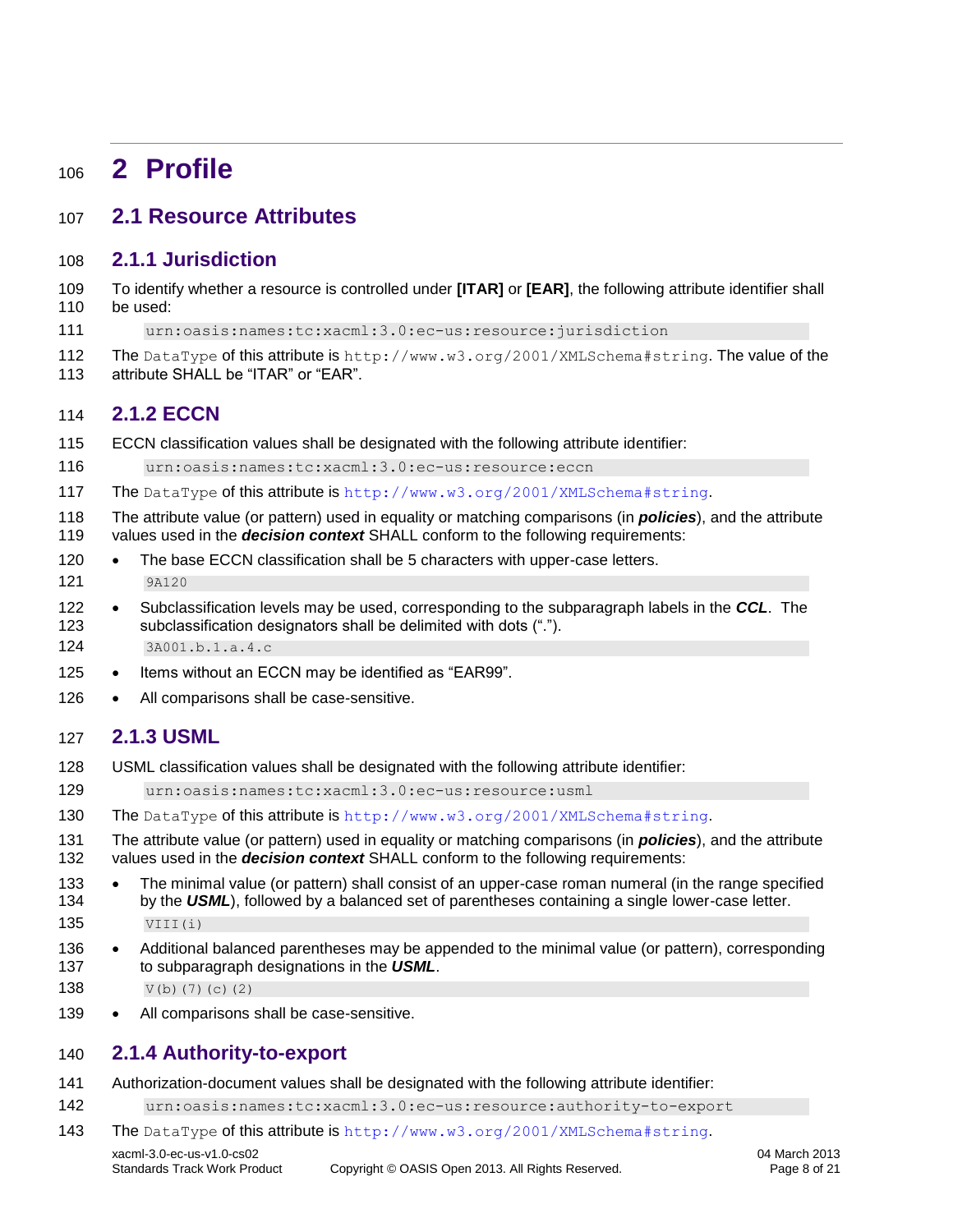# 2 Profile

## 2.1 Resource Attributes

### 2.1.1 Jurisdiction

To identify whether a resource is controlled under **[ITAR]** or **[EAR]**, the following attribute identifier shall be used:

```
urn:oasis:names:tc:xacml:3.0:ec-us:resource:jurisdiction
```

The `DataType` of this attribute is `http://www.w3.org/2001/XMLSchema#string`. The value of the attribute SHALL be "ITAR" or "EAR".

### 2.1.2 ECCN

ECCN classification values shall be designated with the following attribute identifier:

```
urn:oasis:names:tc:xacml:3.0:ec-us:resource:eccn
```

The `DataType` of this attribute is `http://www.w3.org/2001/XMLSchema#string`.

The attribute value (or pattern) used in equality or matching comparisons (in ***policies***), and the attribute values used in the ***decision context*** SHALL conform to the following requirements:

- The base ECCN classification shall be 5 characters with upper-case letters.

```
9A120
```

- Subclassification levels may be used, corresponding to the subparagraph labels in the ***CCL***. The subclassification designators shall be delimited with dots (".").

```
3A001.b.1.a.4.c
```

- Items without an ECCN may be identified as "EAR99".
- All comparisons shall be case-sensitive.

### 2.1.3 USML

USML classification values shall be designated with the following attribute identifier:

```
urn:oasis:names:tc:xacml:3.0:ec-us:resource:usml
```

The `DataType` of this attribute is `http://www.w3.org/2001/XMLSchema#string`.

The attribute value (or pattern) used in equality or matching comparisons (in ***policies***), and the attribute values used in the ***decision context*** SHALL conform to the following requirements:

- The minimal value (or pattern) shall consist of an upper-case roman numeral (in the range specified by the ***USML***), followed by a balanced set of parentheses containing a single lower-case letter.

```
VIII(i)
```

- Additional balanced parentheses may be appended to the minimal value (or pattern), corresponding to subparagraph designations in the ***USML***.

```
V(b)(7)(c)(2)
```

- All comparisons shall be case-sensitive.

### 2.1.4 Authority-to-export

Authorization-document values shall be designated with the following attribute identifier:

```
urn:oasis:names:tc:xacml:3.0:ec-us:resource:authority-to-export
```

The `DataType` of this attribute is `http://www.w3.org/2001/XMLSchema#string`.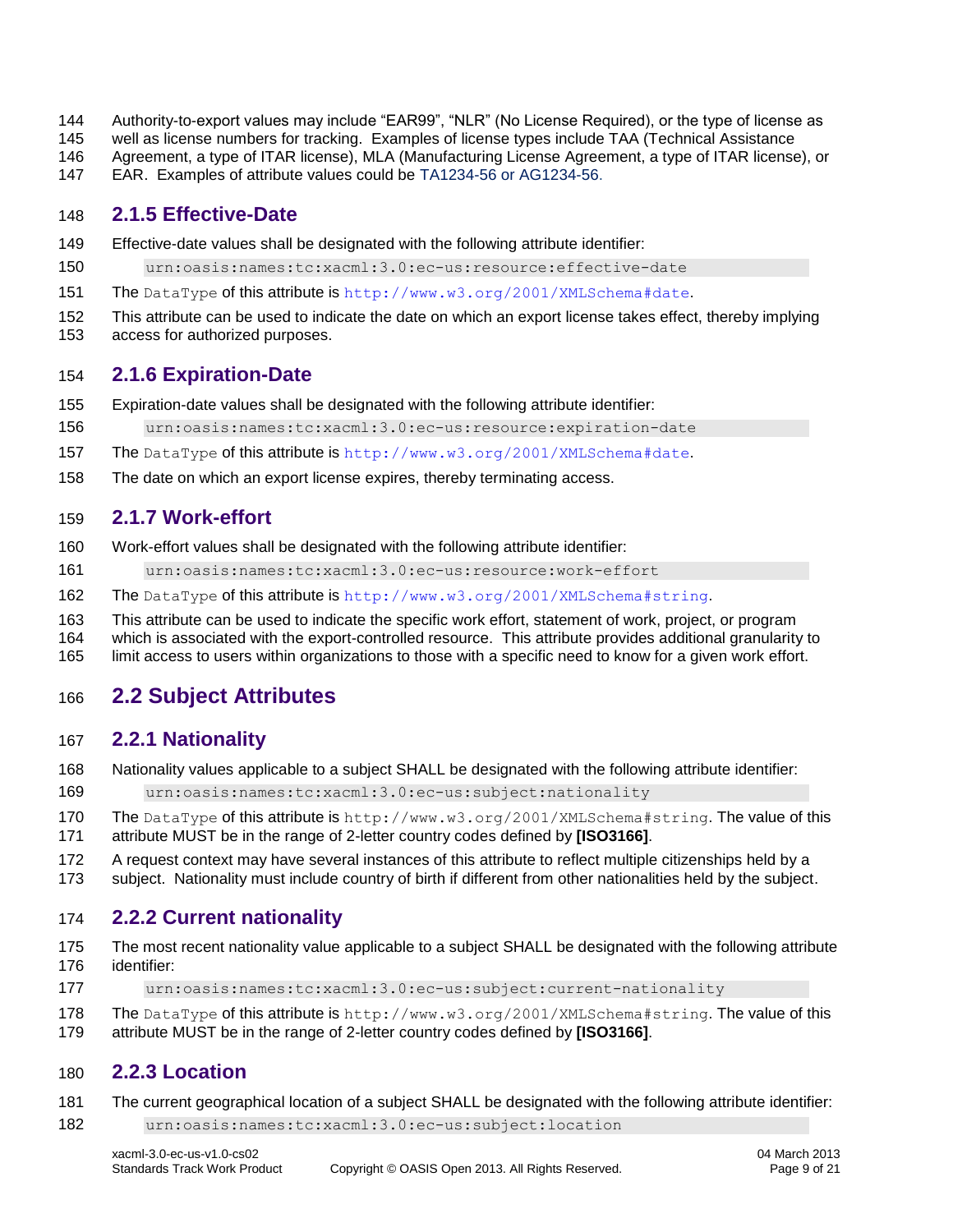Authority-to-export values may include "EAR99", "NLR" (No License Required), or the type of license as well as license numbers for tracking. Examples of license types include TAA (Technical Assistance Agreement, a type of ITAR license), MLA (Manufacturing License Agreement, a type of ITAR license), or EAR. Examples of attribute values could be TA1234-56 or AG1234-56.

### 2.1.5 Effective-Date

Effective-date values shall be designated with the following attribute identifier:

```
urn:oasis:names:tc:xacml:3.0:ec-us:resource:effective-date
```

The `DataType` of this attribute is `http://www.w3.org/2001/XMLSchema#date`.

This attribute can be used to indicate the date on which an export license takes effect, thereby implying access for authorized purposes.

### 2.1.6 Expiration-Date

Expiration-date values shall be designated with the following attribute identifier:

```
urn:oasis:names:tc:xacml:3.0:ec-us:resource:expiration-date
```

The `DataType` of this attribute is `http://www.w3.org/2001/XMLSchema#date`.

The date on which an export license expires, thereby terminating access.

### 2.1.7 Work-effort

Work-effort values shall be designated with the following attribute identifier:

```
urn:oasis:names:tc:xacml:3.0:ec-us:resource:work-effort
```

The `DataType` of this attribute is `http://www.w3.org/2001/XMLSchema#string`.

This attribute can be used to indicate the specific work effort, statement of work, project, or program which is associated with the export-controlled resource. This attribute provides additional granularity to limit access to users within organizations to those with a specific need to know for a given work effort.

## 2.2 Subject Attributes

### 2.2.1 Nationality

Nationality values applicable to a subject SHALL be designated with the following attribute identifier:

```
urn:oasis:names:tc:xacml:3.0:ec-us:subject:nationality
```

The `DataType` of this attribute is `http://www.w3.org/2001/XMLSchema#string`. The value of this attribute MUST be in the range of 2-letter country codes defined by **[ISO3166]**.

A request context may have several instances of this attribute to reflect multiple citizenships held by a subject. Nationality must include country of birth if different from other nationalities held by the subject.

### 2.2.2 Current nationality

The most recent nationality value applicable to a subject SHALL be designated with the following attribute identifier:

```
urn:oasis:names:tc:xacml:3.0:ec-us:subject:current-nationality
```

The `DataType` of this attribute is `http://www.w3.org/2001/XMLSchema#string`. The value of this attribute MUST be in the range of 2-letter country codes defined by **[ISO3166]**.

### 2.2.3 Location

The current geographical location of a subject SHALL be designated with the following attribute identifier:

```
urn:oasis:names:tc:xacml:3.0:ec-us:subject:location
```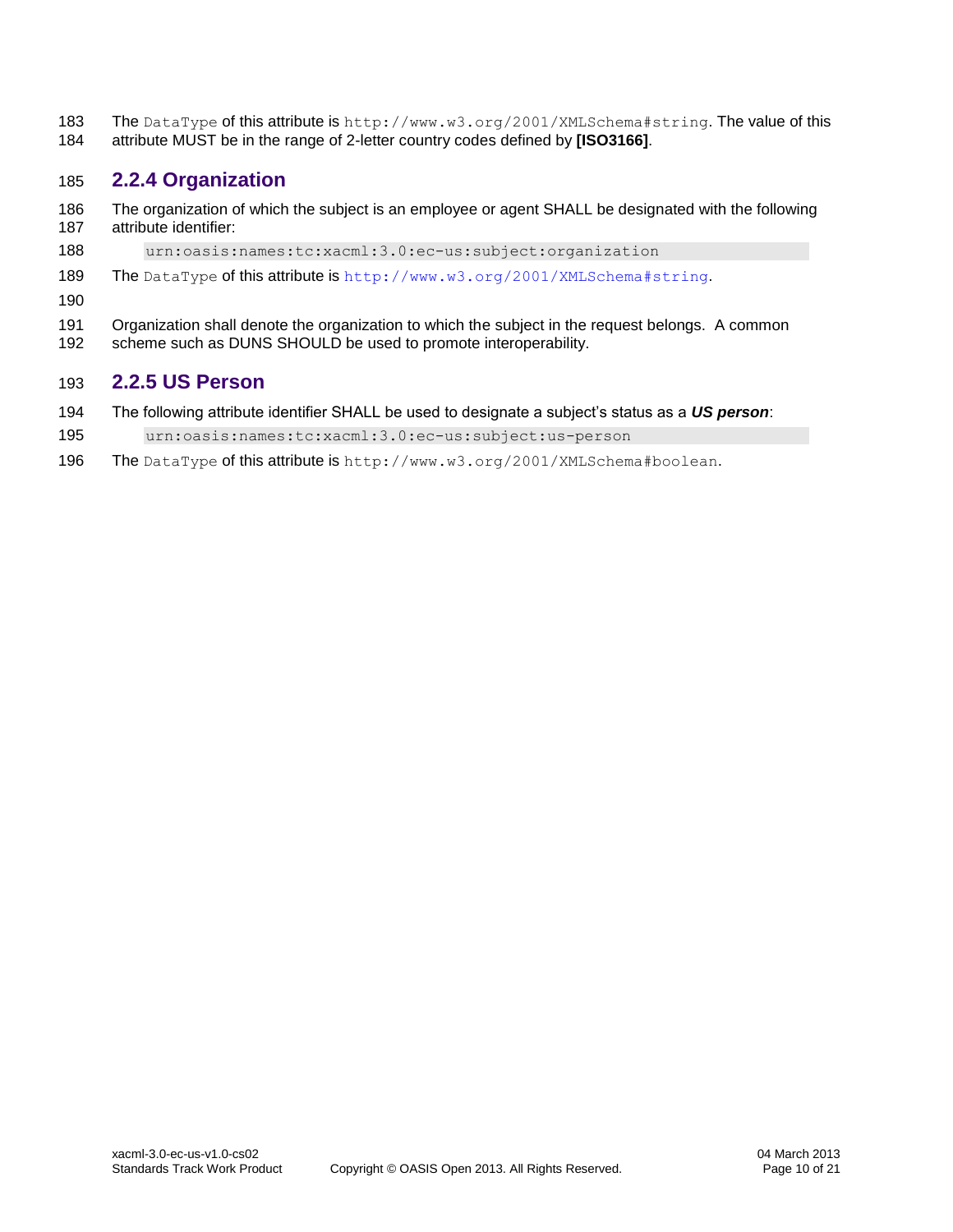The `DataType` of this attribute is `http://www.w3.org/2001/XMLSchema#string`. The value of this attribute MUST be in the range of 2-letter country codes defined by **[ISO3166]**.

### 2.2.4 Organization

The organization of which the subject is an employee or agent SHALL be designated with the following attribute identifier:

```
urn:oasis:names:tc:xacml:3.0:ec-us:subject:organization
```

The `DataType` of this attribute is `http://www.w3.org/2001/XMLSchema#string`.

Organization shall denote the organization to which the subject in the request belongs. A common scheme such as DUNS SHOULD be used to promote interoperability.

### 2.2.5 US Person

The following attribute identifier SHALL be used to designate a subject's status as a ***US person***:

```
urn:oasis:names:tc:xacml:3.0:ec-us:subject:us-person
```

The `DataType` of this attribute is `http://www.w3.org/2001/XMLSchema#boolean`.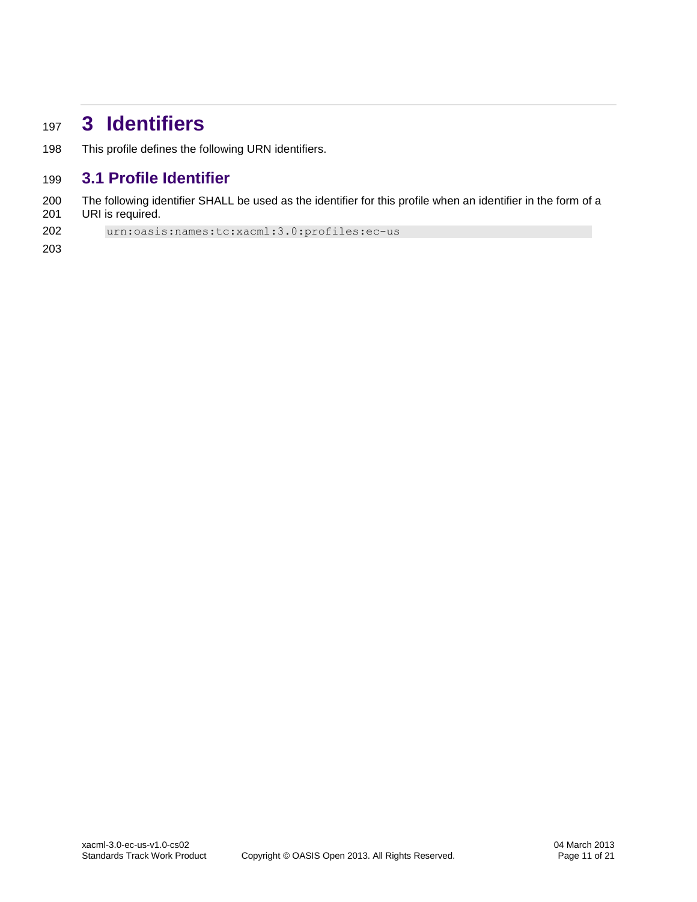# 3 Identifiers

This profile defines the following URN identifiers.

## 3.1 Profile Identifier

The following identifier SHALL be used as the identifier for this profile when an identifier in the form of a URI is required.

```
urn:oasis:names:tc:xacml:3.0:profiles:ec-us
```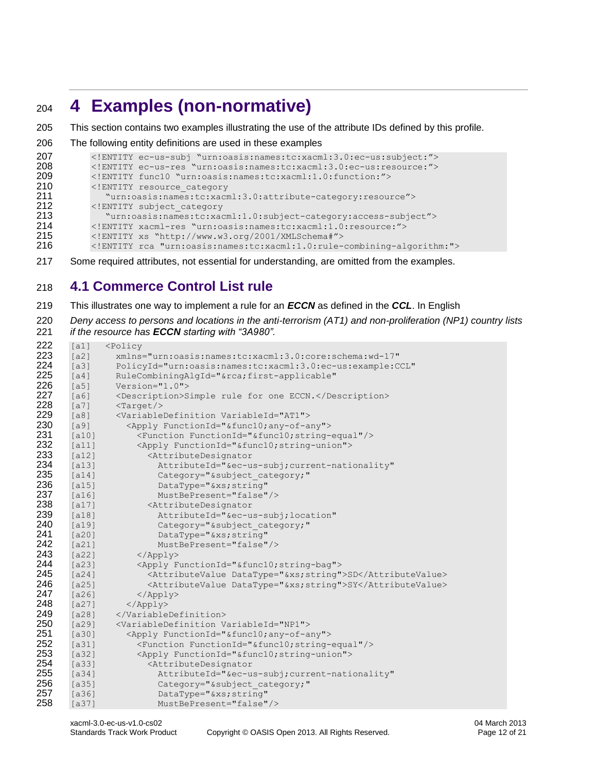# 4 Examples (non-normative)

This section contains two examples illustrating the use of the attribute IDs defined by this profile.

The following entity definitions are used in these examples

```
<!ENTITY ec-us-subj "urn:oasis:names:tc:xacml:3.0:ec-us:subject:">
<!ENTITY ec-us-res "urn:oasis:names:tc:xacml:3.0:ec-us:resource:">
<!ENTITY func10 "urn:oasis:names:tc:xacml:1.0:function:">
<!ENTITY resource_category
   "urn:oasis:names:tc:xacml:3.0:attribute-category:resource">
<!ENTITY subject_category
   "urn:oasis:names:tc:xacml:1.0:subject-category:access-subject">
<!ENTITY xacml-res "urn:oasis:names:tc:xacml:1.0:resource:">
<!ENTITY xs "http://www.w3.org/2001/XMLSchema#">
<!ENTITY rca "urn:oasis:names:tc:xacml:1.0:rule-combining-algorithm:">
```

Some required attributes, not essential for understanding, are omitted from the examples.

## 4.1 Commerce Control List rule

This illustrates one way to implement a rule for an ***ECCN*** as defined in the ***CCL***. In English

*Deny access to persons and locations in the anti-terrorism (AT1) and non-proliferation (NP1) country lists if the resource has **ECCN** starting with "3A980".*

```
[a1]  <Policy
[a2]    xmlns="urn:oasis:names:tc:xacml:3.0:core:schema:wd-17"
[a3]    PolicyId="urn:oasis:names:tc:xacml:3.0:ec-us:example:CCL"
[a4]    RuleCombiningAlgId="&rca;first-applicable"
[a5]    Version="1.0">
[a6]    <Description>Simple rule for one ECCN.</Description>
[a7]    <Target/>
[a8]    <VariableDefinition VariableId="AT1">
[a9]      <Apply FunctionId="&func10;any-of-any">
[a10]       <Function FunctionId="&func10;string-equal"/>
[a11]       <Apply FunctionId="&func10;string-union">
[a12]         <AttributeDesignator
[a13]           AttributeId="&ec-us-subj;current-nationality"
[a14]           Category="&subject_category;"
[a15]           DataType="&xs;string"
[a16]           MustBePresent="false"/>
[a17]         <AttributeDesignator
[a18]           AttributeId="&ec-us-subj;location"
[a19]           Category="&subject_category;"
[a20]           DataType="&xs;string"
[a21]           MustBePresent="false"/>
[a22]       </Apply>
[a23]       <Apply FunctionId="&func10;string-bag">
[a24]         <AttributeValue DataType="&xs;string">SD</AttributeValue>
[a25]         <AttributeValue DataType="&xs;string">SY</AttributeValue>
[a26]       </Apply>
[a27]     </Apply>
[a28]   </VariableDefinition>
[a29]   <VariableDefinition VariableId="NP1">
[a30]     <Apply FunctionId="&func10;any-of-any">
[a31]       <Function FunctionId="&func10;string-equal"/>
[a32]       <Apply FunctionId="&func10;string-union">
[a33]         <AttributeDesignator
[a34]           AttributeId="&ec-us-subj;current-nationality"
[a35]           Category="&subject_category;"
[a36]           DataType="&xs;string"
[a37]           MustBePresent="false"/>
```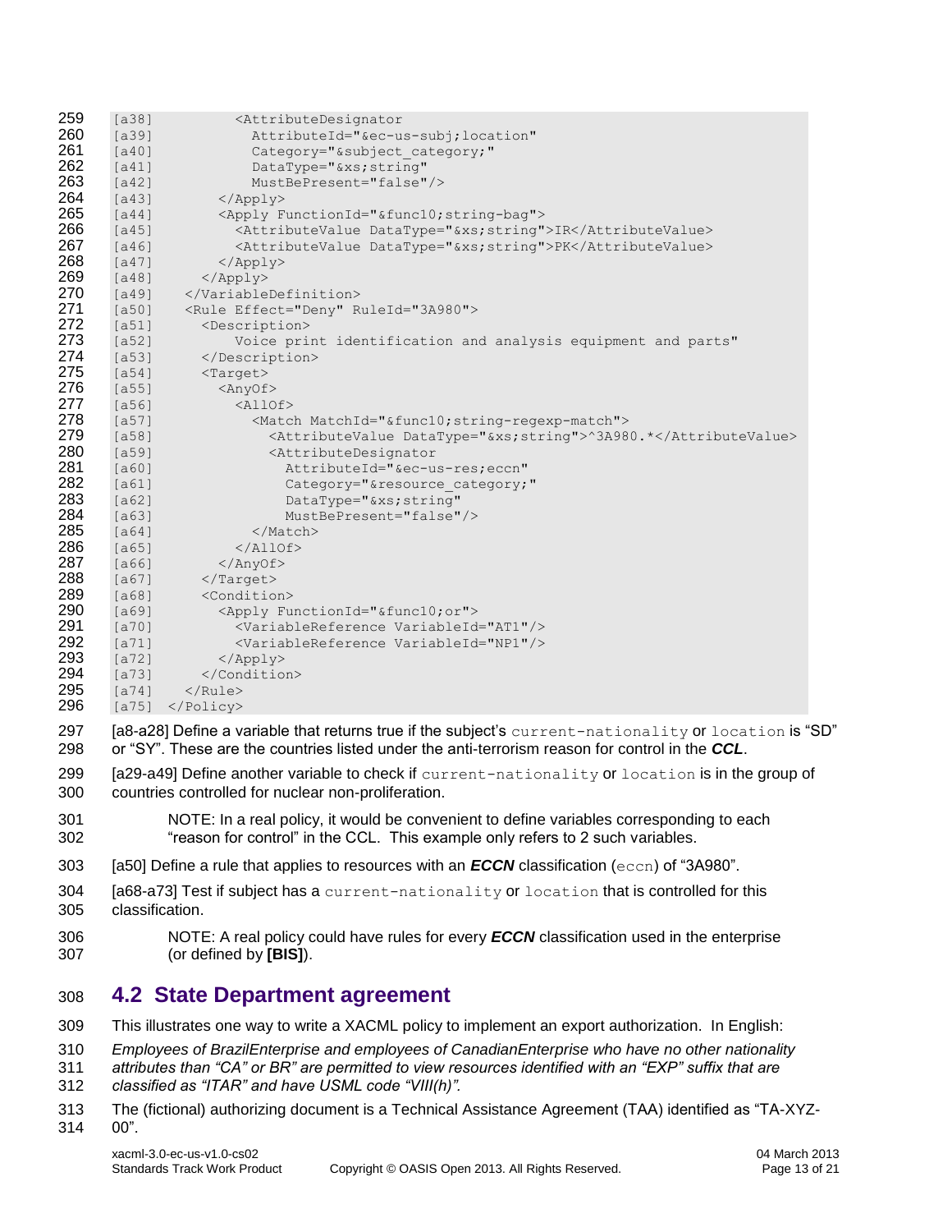```
[a38]         <AttributeDesignator
[a39]           AttributeId="&ec-us-subj;location"
[a40]           Category="&subject_category;"
[a41]           DataType="&xs;string"
[a42]           MustBePresent="false"/>
[a43]       </Apply>
[a44]       <Apply FunctionId="&func10;string-bag">
[a45]         <AttributeValue DataType="&xs;string">IR</AttributeValue>
[a46]         <AttributeValue DataType="&xs;string">PK</AttributeValue>
[a47]       </Apply>
[a48]     </Apply>
[a49]   </VariableDefinition>
[a50]   <Rule Effect="Deny" RuleId="3A980">
[a51]     <Description>
[a52]         Voice print identification and analysis equipment and parts"
[a53]     </Description>
[a54]     <Target>
[a55]       <AnyOf>
[a56]         <AllOf>
[a57]           <Match MatchId="&func10;string-regexp-match">
[a58]             <AttributeValue DataType="&xs;string">^3A980.*</AttributeValue>
[a59]             <AttributeDesignator
[a60]               AttributeId="&ec-us-res;eccn"
[a61]               Category="&resource_category;"
[a62]               DataType="&xs;string"
[a63]               MustBePresent="false"/>
[a64]           </Match>
[a65]         </AllOf>
[a66]       </AnyOf>
[a67]     </Target>
[a68]     <Condition>
[a69]       <Apply FunctionId="&func10;or">
[a70]         <VariableReference VariableId="AT1"/>
[a71]         <VariableReference VariableId="NP1"/>
[a72]       </Apply>
[a73]     </Condition>
[a74]   </Rule>
[a75] </Policy>
```

[a8-a28] Define a variable that returns true if the subject's `current-nationality` or `location` is "SD" or "SY". These are the countries listed under the anti-terrorism reason for control in the ***CCL***.

[a29-a49] Define another variable to check if `current-nationality` or `location` is in the group of countries controlled for nuclear non-proliferation.

> NOTE: In a real policy, it would be convenient to define variables corresponding to each "reason for control" in the CCL. This example only refers to 2 such variables.

[a50] Define a rule that applies to resources with an ***ECCN*** classification (`eccn`) of "3A980".

[a68-a73] Test if subject has a `current-nationality` or `location` that is controlled for this classification.

> NOTE: A real policy could have rules for every ***ECCN*** classification used in the enterprise (or defined by **[BIS]**).

## 4.2 State Department agreement

This illustrates one way to write a XACML policy to implement an export authorization. In English:

*Employees of BrazilEnterprise and employees of CanadianEnterprise who have no other nationality attributes than "CA" or BR" are permitted to view resources identified with an "EXP" suffix that are classified as "ITAR" and have USML code "VIII(h)".*

The (fictional) authorizing document is a Technical Assistance Agreement (TAA) identified as "TA-XYZ-00".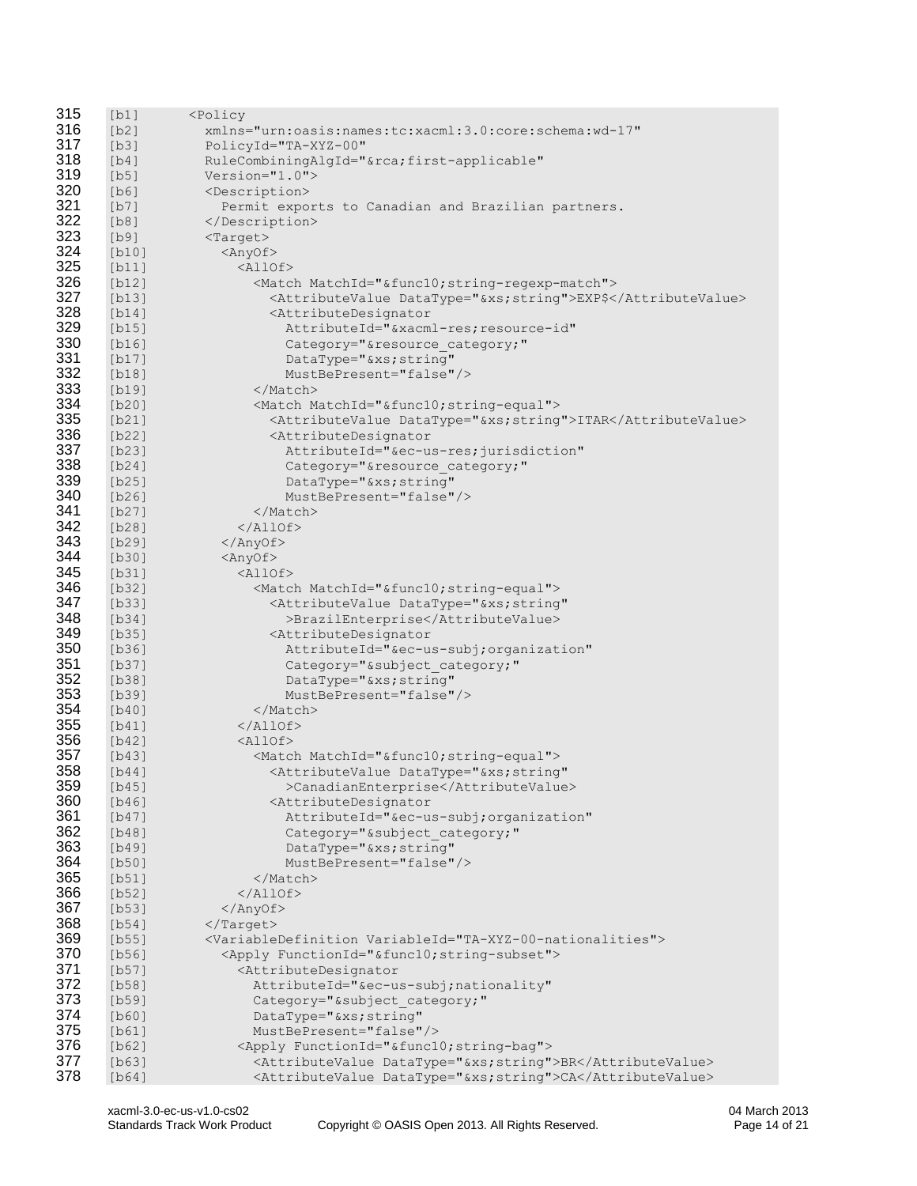```
[b1]      <Policy
[b2]        xmlns="urn:oasis:names:tc:xacml:3.0:core:schema:wd-17"
[b3]        PolicyId="TA-XYZ-00"
[b4]        RuleCombiningAlgId="&rca;first-applicable"
[b5]        Version="1.0">
[b6]        <Description>
[b7]          Permit exports to Canadian and Brazilian partners.
[b8]        </Description>
[b9]        <Target>
[b10]         <AnyOf>
[b11]           <AllOf>
[b12]             <Match MatchId="&func10;string-regexp-match">
[b13]               <AttributeValue DataType="&xs;string">EXP$</AttributeValue>
[b14]               <AttributeDesignator
[b15]                 AttributeId="&xacml-res;resource-id"
[b16]                 Category="&resource_category;"
[b17]                 DataType="&xs;string"
[b18]                 MustBePresent="false"/>
[b19]             </Match>
[b20]             <Match MatchId="&func10;string-equal">
[b21]               <AttributeValue DataType="&xs;string">ITAR</AttributeValue>
[b22]               <AttributeDesignator
[b23]                 AttributeId="&ec-us-res;jurisdiction"
[b24]                 Category="&resource_category;"
[b25]                 DataType="&xs;string"
[b26]                 MustBePresent="false"/>
[b27]             </Match>
[b28]           </AllOf>
[b29]         </AnyOf>
[b30]         <AnyOf>
[b31]           <AllOf>
[b32]             <Match MatchId="&func10;string-equal">
[b33]               <AttributeValue DataType="&xs;string"
[b34]                 >BrazilEnterprise</AttributeValue>
[b35]               <AttributeDesignator
[b36]                 AttributeId="&ec-us-subj;organization"
[b37]                 Category="&subject_category;"
[b38]                 DataType="&xs;string"
[b39]                 MustBePresent="false"/>
[b40]             </Match>
[b41]           </AllOf>
[b42]           <AllOf>
[b43]             <Match MatchId="&func10;string-equal">
[b44]               <AttributeValue DataType="&xs;string"
[b45]                 >CanadianEnterprise</AttributeValue>
[b46]               <AttributeDesignator
[b47]                 AttributeId="&ec-us-subj;organization"
[b48]                 Category="&subject_category;"
[b49]                 DataType="&xs;string"
[b50]                 MustBePresent="false"/>
[b51]             </Match>
[b52]           </AllOf>
[b53]         </AnyOf>
[b54]       </Target>
[b55]       <VariableDefinition VariableId="TA-XYZ-00-nationalities">
[b56]         <Apply FunctionId="&func10;string-subset">
[b57]           <AttributeDesignator
[b58]             AttributeId="&ec-us-subj;nationality"
[b59]             Category="&subject_category;"
[b60]             DataType="&xs;string"
[b61]             MustBePresent="false"/>
[b62]           <Apply FunctionId="&func10;string-bag">
[b63]             <AttributeValue DataType="&xs;string">BR</AttributeValue>
[b64]             <AttributeValue DataType="&xs;string">CA</AttributeValue>
```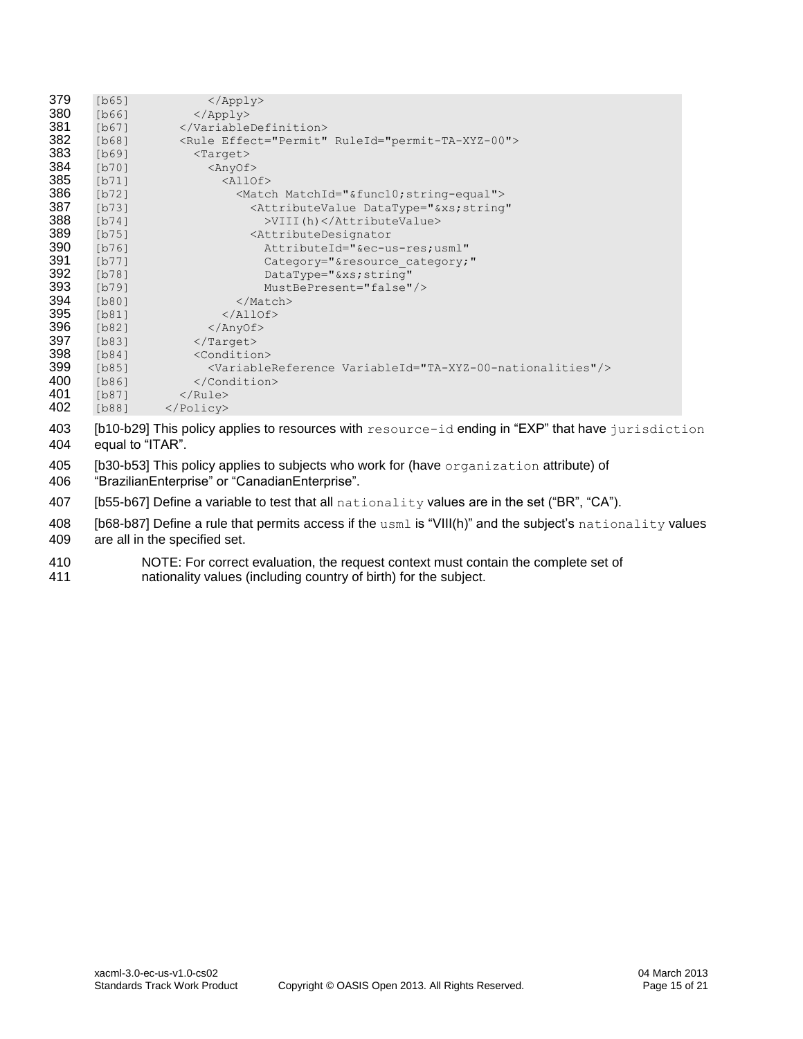```
[b65]           </Apply>
[b66]         </Apply>
[b67]       </VariableDefinition>
[b68]       <Rule Effect="Permit" RuleId="permit-TA-XYZ-00">
[b69]         <Target>
[b70]           <AnyOf>
[b71]             <AllOf>
[b72]               <Match MatchId="&func10;string-equal">
[b73]                 <AttributeValue DataType="&xs;string"
[b74]                   >VIII(h)</AttributeValue>
[b75]                 <AttributeDesignator
[b76]                   AttributeId="&ec-us-res;usml"
[b77]                   Category="&resource_category;"
[b78]                   DataType="&xs;string"
[b79]                   MustBePresent="false"/>
[b80]               </Match>
[b81]             </AllOf>
[b82]           </AnyOf>
[b83]         </Target>
[b84]         <Condition>
[b85]           <VariableReference VariableId="TA-XYZ-00-nationalities"/>
[b86]         </Condition>
[b87]       </Rule>
[b88]     </Policy>
```

[b10-b29] This policy applies to resources with `resource-id` ending in "EXP" that have `jurisdiction` equal to "ITAR".

[b30-b53] This policy applies to subjects who work for (have `organization` attribute) of "BrazilianEnterprise" or "CanadianEnterprise".

[b55-b67] Define a variable to test that all `nationality` values are in the set ("BR", "CA").

[b68-b87] Define a rule that permits access if the `usml` is "VIII(h)" and the subject's `nationality` values are all in the specified set.

> NOTE: For correct evaluation, the request context must contain the complete set of nationality values (including country of birth) for the subject.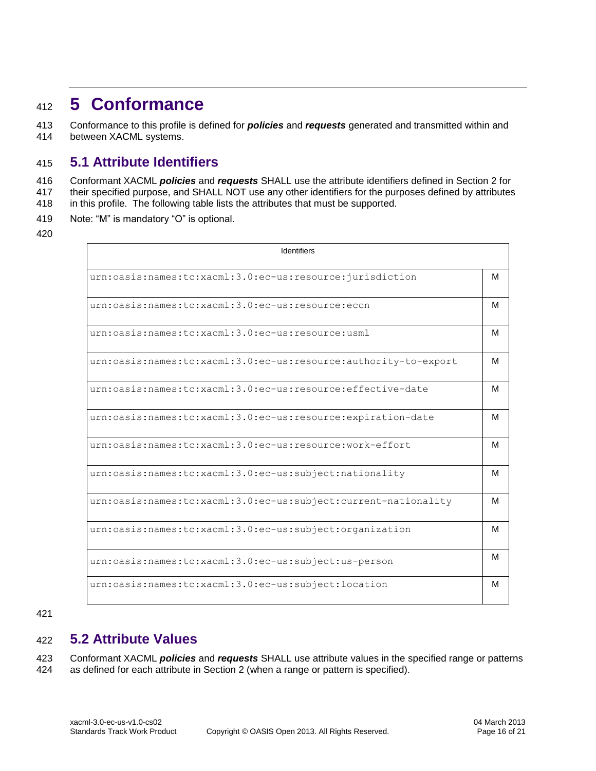# 5 Conformance

Conformance to this profile is defined for ***policies*** and ***requests*** generated and transmitted within and between XACML systems.

## 5.1 Attribute Identifiers

Conformant XACML ***policies*** and ***requests*** SHALL use the attribute identifiers defined in Section 2 for their specified purpose, and SHALL NOT use any other identifiers for the purposes defined by attributes in this profile. The following table lists the attributes that must be supported.

Note: "M" is mandatory "O" is optional.

| Identifiers | |
|---|---|
| `urn:oasis:names:tc:xacml:3.0:ec-us:resource:jurisdiction` | M |
| `urn:oasis:names:tc:xacml:3.0:ec-us:resource:eccn` | M |
| `urn:oasis:names:tc:xacml:3.0:ec-us:resource:usml` | M |
| `urn:oasis:names:tc:xacml:3.0:ec-us:resource:authority-to-export` | M |
| `urn:oasis:names:tc:xacml:3.0:ec-us:resource:effective-date` | M |
| `urn:oasis:names:tc:xacml:3.0:ec-us:resource:expiration-date` | M |
| `urn:oasis:names:tc:xacml:3.0:ec-us:resource:work-effort` | M |
| `urn:oasis:names:tc:xacml:3.0:ec-us:subject:nationality` | M |
| `urn:oasis:names:tc:xacml:3.0:ec-us:subject:current-nationality` | M |
| `urn:oasis:names:tc:xacml:3.0:ec-us:subject:organization` | M |
| `urn:oasis:names:tc:xacml:3.0:ec-us:subject:us-person` | M |
| `urn:oasis:names:tc:xacml:3.0:ec-us:subject:location` | M |

## 5.2 Attribute Values

Conformant XACML ***policies*** and ***requests*** SHALL use attribute values in the specified range or patterns as defined for each attribute in Section 2 (when a range or pattern is specified).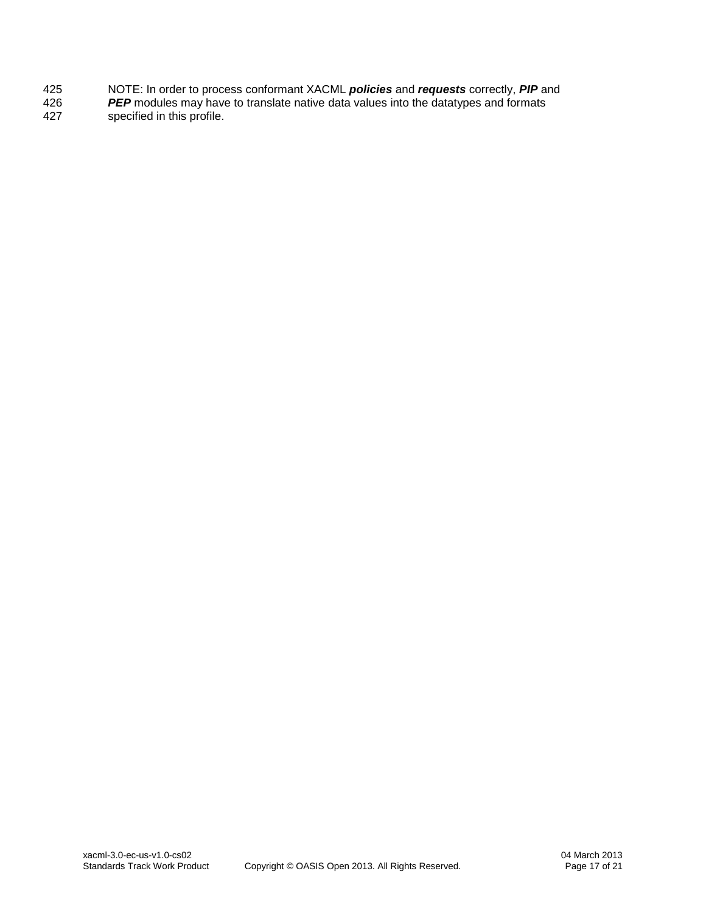NOTE: In order to process conformant XACML ***policies*** and ***requests*** correctly, ***PIP*** and ***PEP*** modules may have to translate native data values into the datatypes and formats specified in this profile.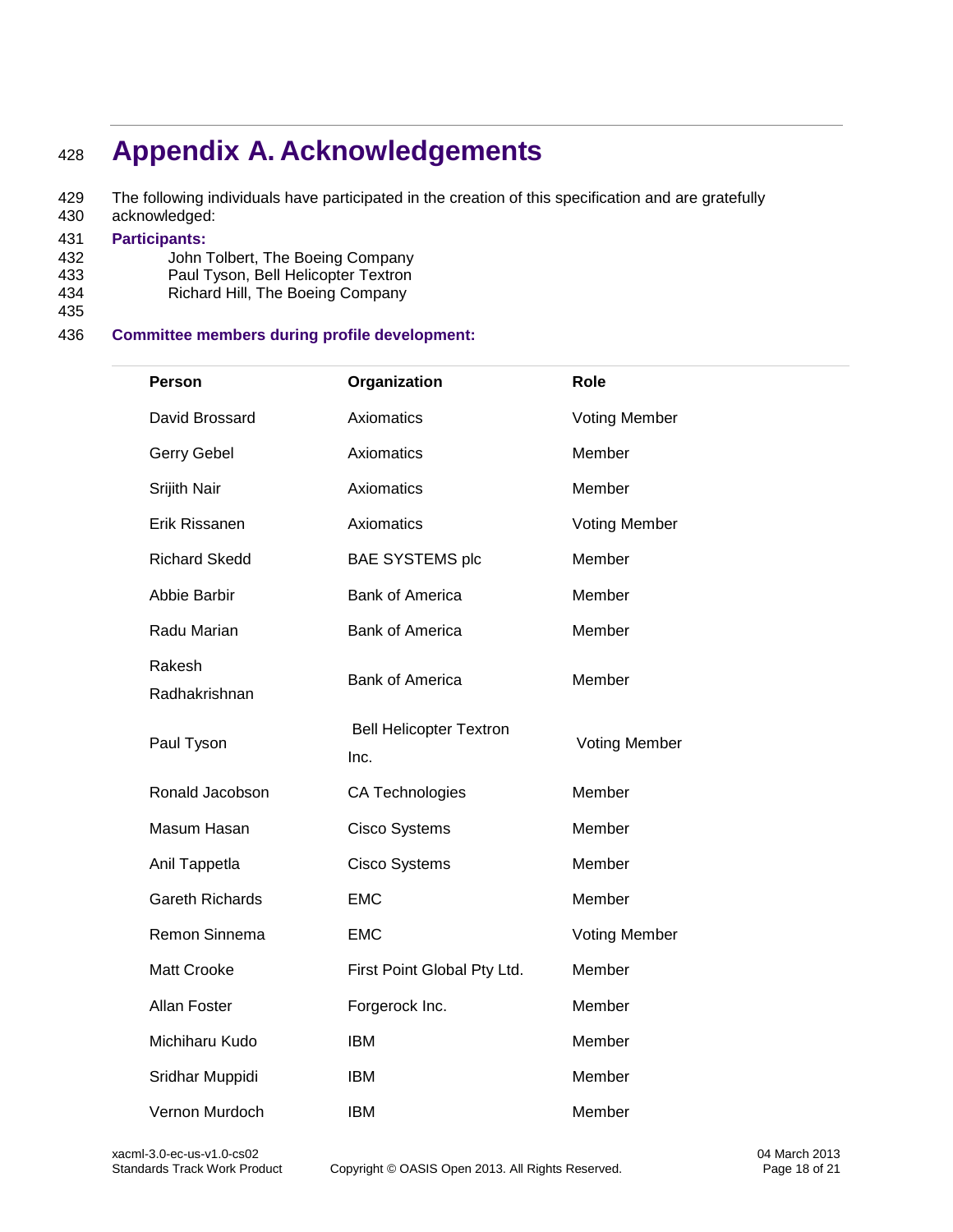# Appendix A. Acknowledgements

The following individuals have participated in the creation of this specification and are gratefully acknowledged:

**Participants:**

John Tolbert, The Boeing Company
Paul Tyson, Bell Helicopter Textron
Richard Hill, The Boeing Company

**Committee members during profile development:**

| Person | Organization | Role |
|---|---|---|
| David Brossard | Axiomatics | Voting Member |
| Gerry Gebel | Axiomatics | Member |
| Srijith Nair | Axiomatics | Member |
| Erik Rissanen | Axiomatics | Voting Member |
| Richard Skedd | BAE SYSTEMS plc | Member |
| Abbie Barbir | Bank of America | Member |
| Radu Marian | Bank of America | Member |
| Rakesh Radhakrishnan | Bank of America | Member |
| Paul Tyson | Bell Helicopter Textron Inc. | Voting Member |
| Ronald Jacobson | CA Technologies | Member |
| Masum Hasan | Cisco Systems | Member |
| Anil Tappetla | Cisco Systems | Member |
| Gareth Richards | EMC | Member |
| Remon Sinnema | EMC | Voting Member |
| Matt Crooke | First Point Global Pty Ltd. | Member |
| Allan Foster | Forgerock Inc. | Member |
| Michiharu Kudo | IBM | Member |
| Sridhar Muppidi | IBM | Member |
| Vernon Murdoch | IBM | Member |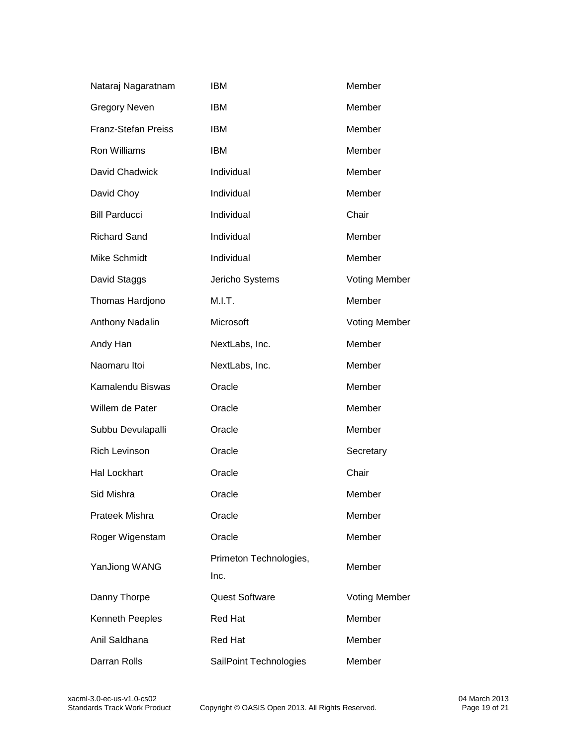| | | |
|---|---|---|
| Nataraj Nagaratnam | IBM | Member |
| Gregory Neven | IBM | Member |
| Franz-Stefan Preiss | IBM | Member |
| Ron Williams | IBM | Member |
| David Chadwick | Individual | Member |
| David Choy | Individual | Member |
| Bill Parducci | Individual | Chair |
| Richard Sand | Individual | Member |
| Mike Schmidt | Individual | Member |
| David Staggs | Jericho Systems | Voting Member |
| Thomas Hardjono | M.I.T. | Member |
| Anthony Nadalin | Microsoft | Voting Member |
| Andy Han | NextLabs, Inc. | Member |
| Naomaru Itoi | NextLabs, Inc. | Member |
| Kamalendu Biswas | Oracle | Member |
| Willem de Pater | Oracle | Member |
| Subbu Devulapalli | Oracle | Member |
| Rich Levinson | Oracle | Secretary |
| Hal Lockhart | Oracle | Chair |
| Sid Mishra | Oracle | Member |
| Prateek Mishra | Oracle | Member |
| Roger Wigenstam | Oracle | Member |
| YanJiong WANG | Primeton Technologies, Inc. | Member |
| Danny Thorpe | Quest Software | Voting Member |
| Kenneth Peeples | Red Hat | Member |
| Anil Saldhana | Red Hat | Member |
| Darran Rolls | SailPoint Technologies | Member |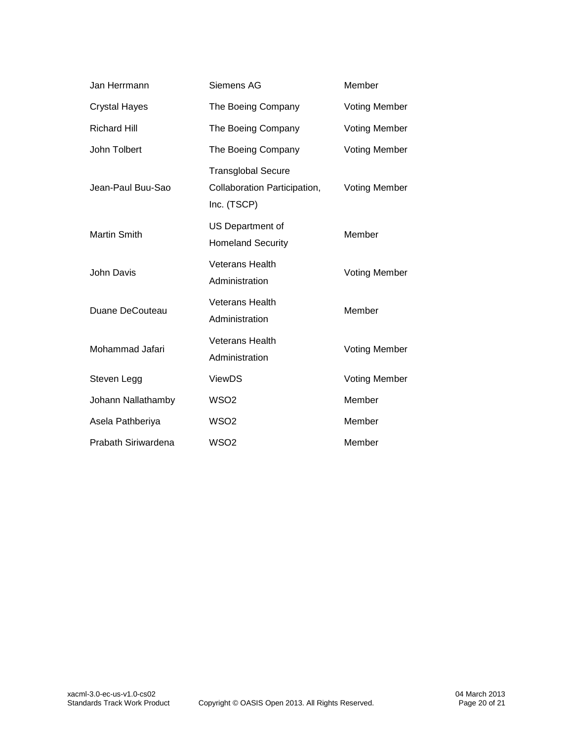| | | |
|---|---|---|
| Jan Herrmann | Siemens AG | Member |
| Crystal Hayes | The Boeing Company | Voting Member |
| Richard Hill | The Boeing Company | Voting Member |
| John Tolbert | The Boeing Company | Voting Member |
| Jean-Paul Buu-Sao | Transglobal Secure Collaboration Participation, Inc. (TSCP) | Voting Member |
| Martin Smith | US Department of Homeland Security | Member |
| John Davis | Veterans Health Administration | Voting Member |
| Duane DeCouteau | Veterans Health Administration | Member |
| Mohammad Jafari | Veterans Health Administration | Voting Member |
| Steven Legg | ViewDS | Voting Member |
| Johann Nallathamby | WSO2 | Member |
| Asela Pathberiya | WSO2 | Member |
| Prabath Siriwardena | WSO2 | Member |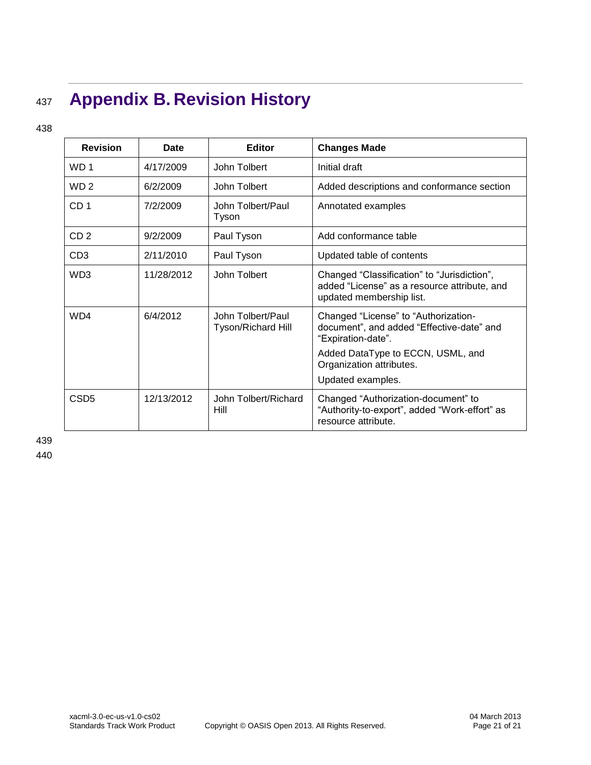# Appendix B. Revision History

| Revision | Date | Editor | Changes Made |
| --- | --- | --- | --- |
| WD 1 | 4/17/2009 | John Tolbert | Initial draft |
| WD 2 | 6/2/2009 | John Tolbert | Added descriptions and conformance section |
| CD 1 | 7/2/2009 | John Tolbert/Paul Tyson | Annotated examples |
| CD 2 | 9/2/2009 | Paul Tyson | Add conformance table |
| CD3 | 2/11/2010 | Paul Tyson | Updated table of contents |
| WD3 | 11/28/2012 | John Tolbert | Changed “Classification” to “Jurisdiction”, added “License” as a resource attribute, and updated membership list. |
| WD4 | 6/4/2012 | John Tolbert/Paul Tyson/Richard Hill | Changed “License” to “Authorization-document”, and added “Effective-date” and “Expiration-date”. Added DataType to ECCN, USML, and Organization attributes. Updated examples. |
| CSD5 | 12/13/2012 | John Tolbert/Richard Hill | Changed “Authorization-document” to “Authority-to-export”, added “Work-effort” as resource attribute. |